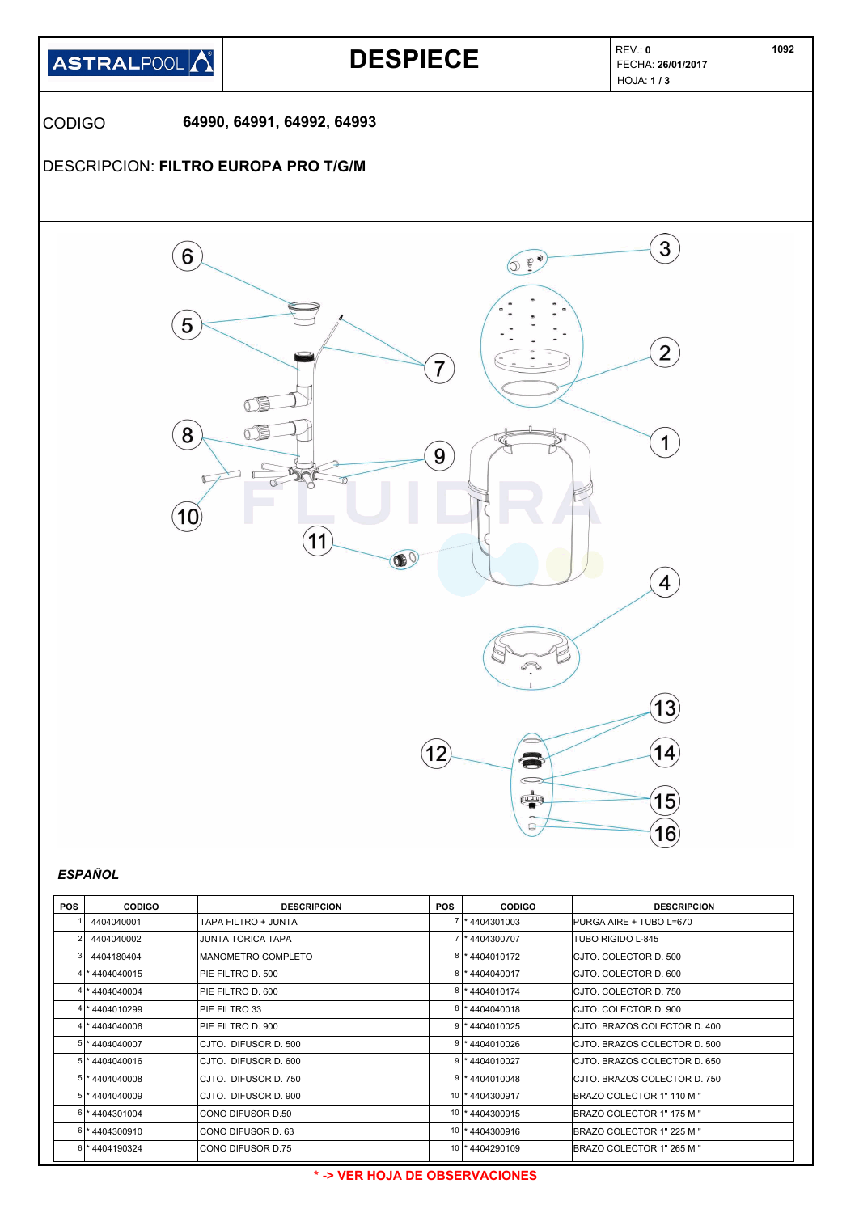| ASTRALPOOL | DESPIECE | REV.: 0<br>FECHA: 26/01/2017<br>HOJA: 1 / 3 | 1092 |
|---|---|---|---|

CODIGO **64990, 64991, 64992, 64993**

DESCRIPCION: **FILTRO EUROPA PRO T/G/M**

### *ESPAÑOL*

| POS | CODIGO | DESCRIPCION | POS | CODIGO | DESCRIPCION |
|---|---|---|---|---|---|
| 1 | 4404040001 | TAPA FILTRO + JUNTA | 7 | * 4404301003 | PURGA AIRE + TUBO L=670 |
| 2 | 4404040002 | JUNTA TORICA TAPA | 7 | * 4404300707 | TUBO RIGIDO L-845 |
| 3 | 4404180404 | MANOMETRO COMPLETO | 8 | * 4404010172 | CJTO. COLECTOR D. 500 |
| 4 | * 4404040015 | PIE FILTRO D. 500 | 8 | * 4404040017 | CJTO. COLECTOR D. 600 |
| 4 | * 4404040004 | PIE FILTRO D. 600 | 8 | * 4404010174 | CJTO. COLECTOR D. 750 |
| 4 | * 4404010299 | PIE FILTRO 33 | 8 | * 4404040018 | CJTO. COLECTOR D. 900 |
| 4 | * 4404040006 | PIE FILTRO D. 900 | 9 | * 4404010025 | CJTO. BRAZOS COLECTOR D. 400 |
| 5 | * 4404040007 | CJTO. DIFUSOR D. 500 | 9 | * 4404010026 | CJTO. BRAZOS COLECTOR D. 500 |
| 5 | * 4404040016 | CJTO. DIFUSOR D. 600 | 9 | * 4404010027 | CJTO. BRAZOS COLECTOR D. 650 |
| 5 | * 4404040008 | CJTO. DIFUSOR D. 750 | 9 | * 4404010048 | CJTO. BRAZOS COLECTOR D. 750 |
| 5 | * 4404040009 | CJTO. DIFUSOR D. 900 | 10 | * 4404300917 | BRAZO COLECTOR 1" 110 M " |
| 6 | * 4404301004 | CONO DIFUSOR D.50 | 10 | * 4404300915 | BRAZO COLECTOR 1" 175 M " |
| 6 | * 4404300910 | CONO DIFUSOR D. 63 | 10 | * 4404300916 | BRAZO COLECTOR 1" 225 M " |
| 6 | * 4404190324 | CONO DIFUSOR D.75 | 10 | * 4404290109 | BRAZO COLECTOR 1" 265 M " |

**\* -> VER HOJA DE OBSERVACIONES**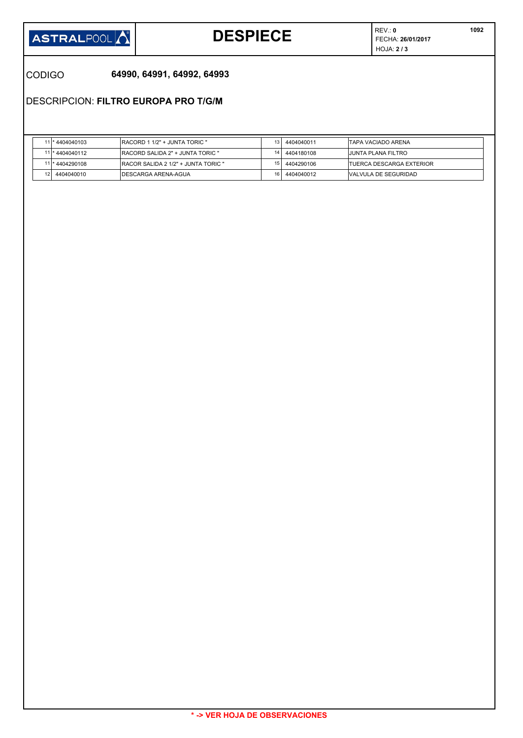# DESPIECE

REV.: **0**
FECHA: **26/01/2017**
HOJA: **2 / 3**

**1092**

CODIGO **64990, 64991, 64992, 64993**

DESCRIPCION: **FILTRO EUROPA PRO T/G/M**

| | | | | | |
|---|---|---|---|---|---|
| 11 | * 4404040103 | RACORD 1 1/2" + JUNTA TORIC " | 13 | 4404040011 | TAPA VACIADO ARENA |
| 11 | * 4404040112 | RACORD SALIDA 2" + JUNTA TORIC " | 14 | 4404180108 | JUNTA PLANA FILTRO |
| 11 | * 4404290108 | RACOR SALIDA 2 1/2" + JUNTA TORIC " | 15 | 4404290106 | TUERCA DESCARGA EXTERIOR |
| 12 | 4404040010 | DESCARGA ARENA-AGUA | 16 | 4404040012 | VALVULA DE SEGURIDAD |

**\* -> VER HOJA DE OBSERVACIONES**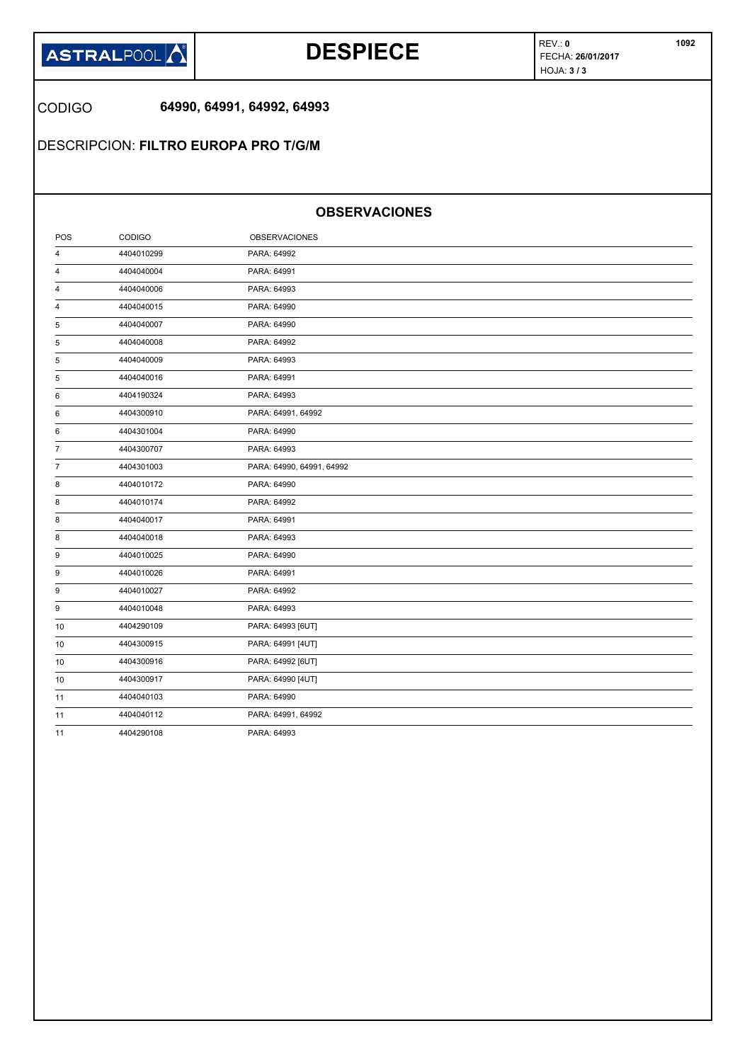# DESPIECE

ASTRALPOOL

REV.: **0**
FECHA: **26/01/2017**
HOJA: **3 / 3**

**1092**

CODIGO **64990, 64991, 64992, 64993**

DESCRIPCION: **FILTRO EUROPA PRO T/G/M**

## OBSERVACIONES

| POS | CODIGO | OBSERVACIONES |
|---|---|---|
| 4 | 4404010299 | PARA: 64992 |
| 4 | 4404040004 | PARA: 64991 |
| 4 | 4404040006 | PARA: 64993 |
| 4 | 4404040015 | PARA: 64990 |
| 5 | 4404040007 | PARA: 64990 |
| 5 | 4404040008 | PARA: 64992 |
| 5 | 4404040009 | PARA: 64993 |
| 5 | 4404040016 | PARA: 64991 |
| 6 | 4404190324 | PARA: 64993 |
| 6 | 4404300910 | PARA: 64991, 64992 |
| 6 | 4404301004 | PARA: 64990 |
| 7 | 4404300707 | PARA: 64993 |
| 7 | 4404301003 | PARA: 64990, 64991, 64992 |
| 8 | 4404010172 | PARA: 64990 |
| 8 | 4404010174 | PARA: 64992 |
| 8 | 4404040017 | PARA: 64991 |
| 8 | 4404040018 | PARA: 64993 |
| 9 | 4404010025 | PARA: 64990 |
| 9 | 4404010026 | PARA: 64991 |
| 9 | 4404010027 | PARA: 64992 |
| 9 | 4404010048 | PARA: 64993 |
| 10 | 4404290109 | PARA: 64993 [6UT] |
| 10 | 4404300915 | PARA: 64991 [4UT] |
| 10 | 4404300916 | PARA: 64992 [6UT] |
| 10 | 4404300917 | PARA: 64990 [4UT] |
| 11 | 4404040103 | PARA: 64990 |
| 11 | 4404040112 | PARA: 64991, 64992 |
| 11 | 4404290108 | PARA: 64993 |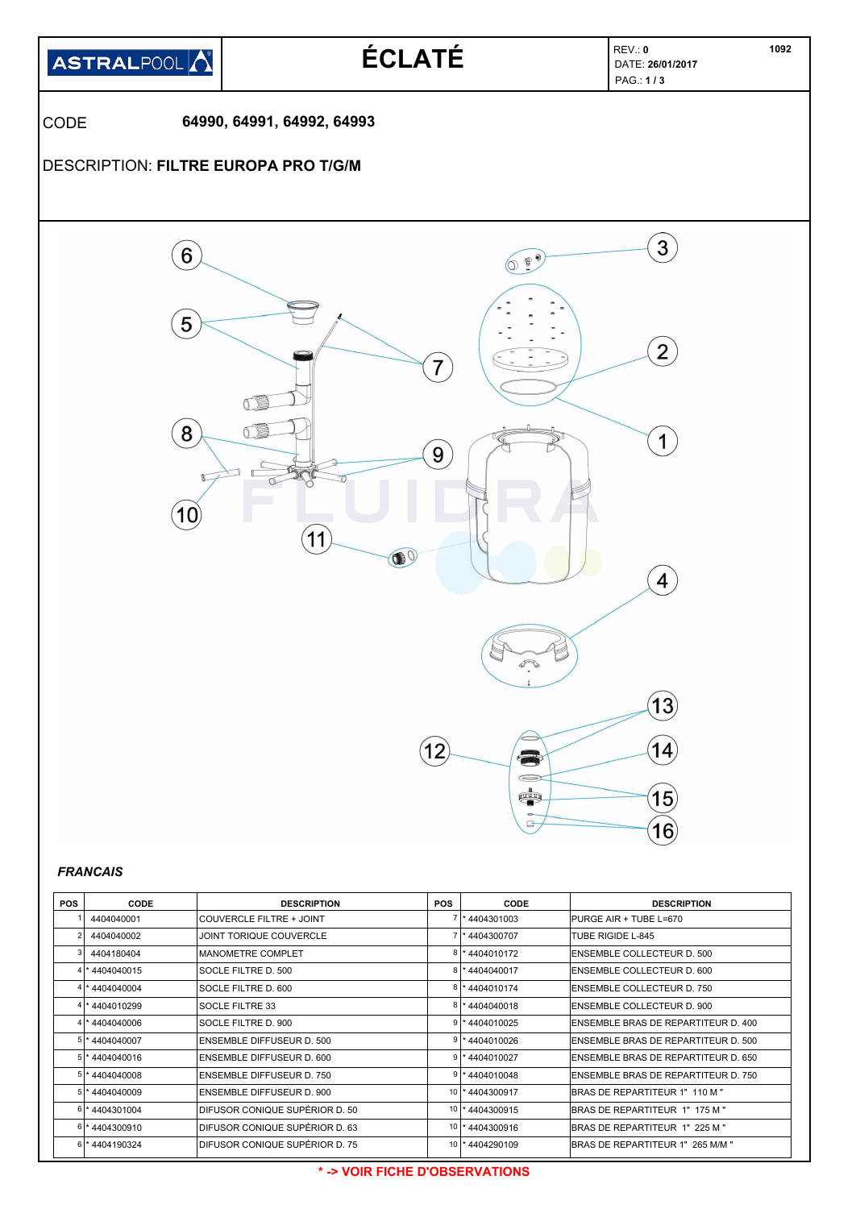| ASTRALPOOL | ÉCLATÉ | REV.: 0<br>DATE: 26/01/2017<br>PAG.: 1 / 3 | 1092 |
|---|---|---|---|

CODE **64990, 64991, 64992, 64993**

DESCRIPTION: **FILTRE EUROPA PRO T/G/M**

***FRANCAIS***

| POS | CODE | DESCRIPTION | POS | CODE | DESCRIPTION |
|---|---|---|---|---|---|
| 1 | 4404040001 | COUVERCLE FILTRE + JOINT | 7 | * 4404301003 | PURGE AIR + TUBE L=670 |
| 2 | 4404040002 | JOINT TORIQUE COUVERCLE | 7 | * 4404300707 | TUBE RIGIDE L-845 |
| 3 | 4404180404 | MANOMETRE COMPLET | 8 | * 4404010172 | ENSEMBLE COLLECTEUR D. 500 |
| 4 | * 4404040015 | SOCLE FILTRE D. 500 | 8 | * 4404040017 | ENSEMBLE COLLECTEUR D. 600 |
| 4 | * 4404040004 | SOCLE FILTRE D. 600 | 8 | * 4404010174 | ENSEMBLE COLLECTEUR D. 750 |
| 4 | * 4404010299 | SOCLE FILTRE 33 | 8 | * 4404040018 | ENSEMBLE COLLECTEUR D. 900 |
| 4 | * 4404040006 | SOCLE FILTRE D. 900 | 9 | * 4404010025 | ENSEMBLE BRAS DE REPARTITEUR D. 400 |
| 5 | * 4404040007 | ENSEMBLE DIFFUSEUR D. 500 | 9 | * 4404010026 | ENSEMBLE BRAS DE REPARTITEUR D. 500 |
| 5 | * 4404040016 | ENSEMBLE DIFFUSEUR D. 600 | 9 | * 4404010027 | ENSEMBLE BRAS DE REPARTITEUR D. 650 |
| 5 | * 4404040008 | ENSEMBLE DIFFUSEUR D. 750 | 9 | * 4404010048 | ENSEMBLE BRAS DE REPARTITEUR D. 750 |
| 5 | * 4404040009 | ENSEMBLE DIFFUSEUR D. 900 | 10 | * 4404300917 | BRAS DE REPARTITEUR 1" 110 M " |
| 6 | * 4404301004 | DIFUSOR CONIQUE SUPÉRIOR D. 50 | 10 | * 4404300915 | BRAS DE REPARTITEUR 1" 175 M " |
| 6 | * 4404300910 | DIFUSOR CONIQUE SUPÉRIOR D. 63 | 10 | * 4404300916 | BRAS DE REPARTITEUR 1" 225 M " |
| 6 | * 4404190324 | DIFUSOR CONIQUE SUPÉRIOR D. 75 | 10 | * 4404290109 | BRAS DE REPARTITEUR 1" 265 M/M " |

**\* -> VOIR FICHE D'OBSERVATIONS**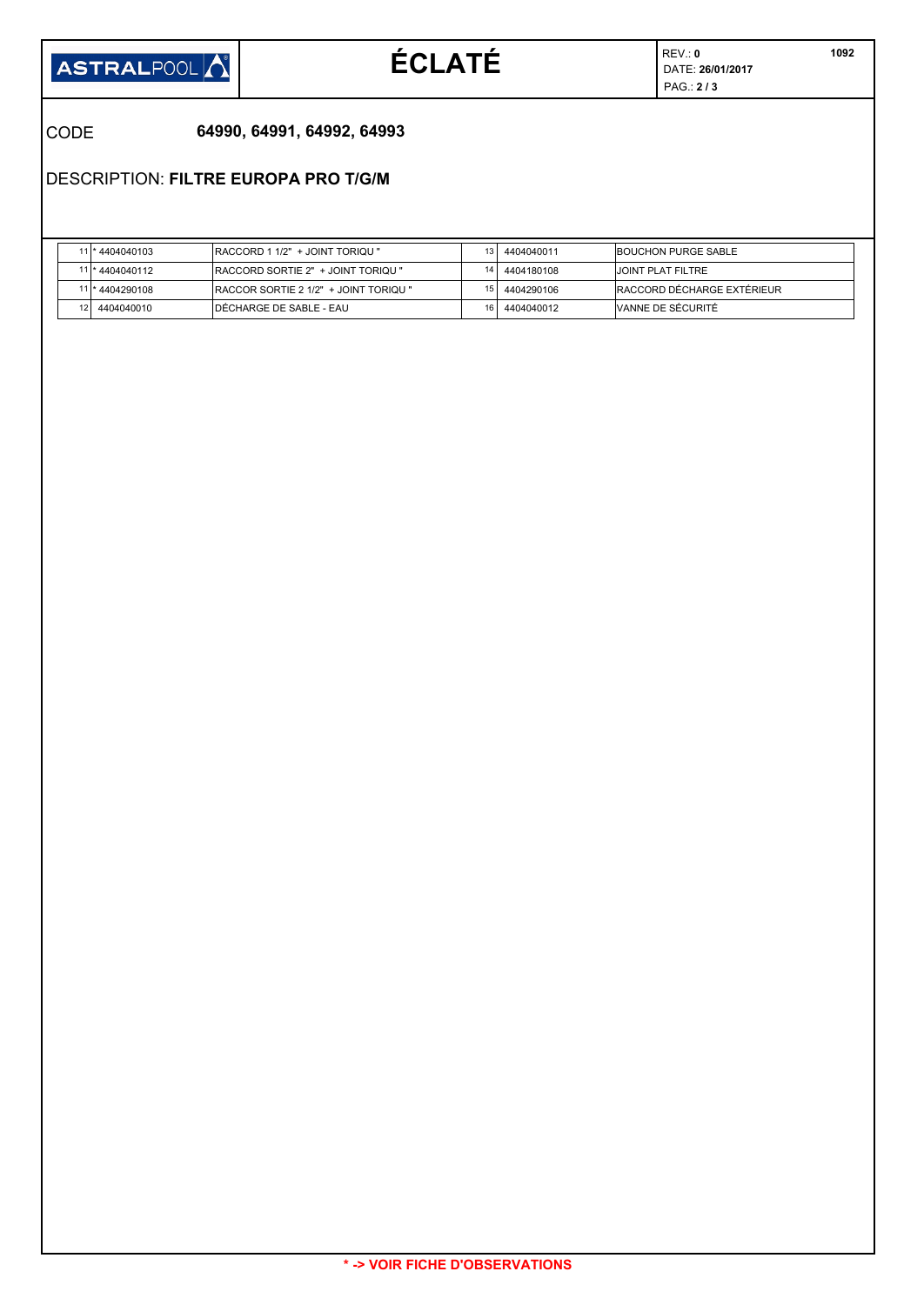# ÉCLATÉ

REV.: **0**
DATE: **26/01/2017**
1092

CODE **64990, 64991, 64992, 64993**

DESCRIPTION: **FILTRE EUROPA PRO T/G/M**

| | | | | | |
|---|---|---|---|---|---|
| 11 | * 4404040103 | RACCORD 1 1/2" + JOINT TORIQU " | 13 | 4404040011 | BOUCHON PURGE SABLE |
| 11 | * 4404040112 | RACCORD SORTIE 2" + JOINT TORIQU " | 14 | 4404180108 | JOINT PLAT FILTRE |
| 11 | * 4404290108 | RACCOR SORTIE 2 1/2" + JOINT TORIQU " | 15 | 4404290106 | RACCORD DÉCHARGE EXTÉRIEUR |
| 12 | 4404040010 | DÉCHARGE DE SABLE - EAU | 16 | 4404040012 | VANNE DE SÉCURITÉ |

**\* -> VOIR FICHE D'OBSERVATIONS**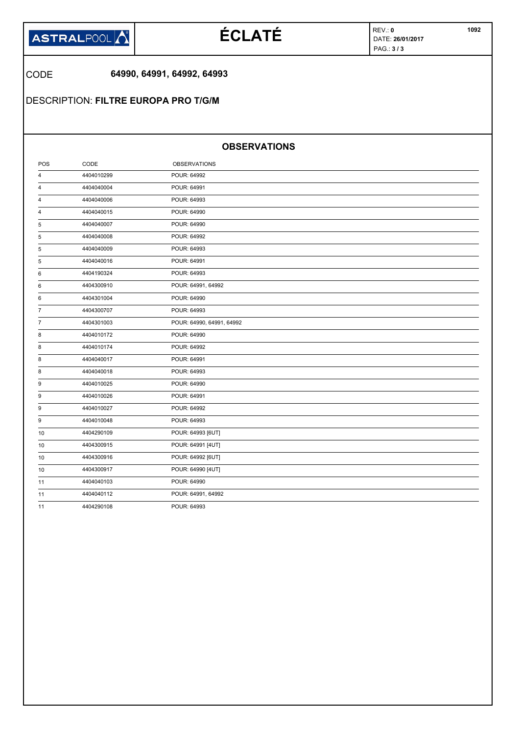# ÉCLATÉ

REV.: **0**
DATE: **26/01/2017**

1092

CODE **64990, 64991, 64992, 64993**

DESCRIPTION: **FILTRE EUROPA PRO T/G/M**

## OBSERVATIONS

| POS | CODE | OBSERVATIONS |
|---|---|---|
| 4 | 4404010299 | POUR: 64992 |
| 4 | 4404040004 | POUR: 64991 |
| 4 | 4404040006 | POUR: 64993 |
| 4 | 4404040015 | POUR: 64990 |
| 5 | 4404040007 | POUR: 64990 |
| 5 | 4404040008 | POUR: 64992 |
| 5 | 4404040009 | POUR: 64993 |
| 5 | 4404040016 | POUR: 64991 |
| 6 | 4404190324 | POUR: 64993 |
| 6 | 4404300910 | POUR: 64991, 64992 |
| 6 | 4404301004 | POUR: 64990 |
| 7 | 4404300707 | POUR: 64993 |
| 7 | 4404301003 | POUR: 64990, 64991, 64992 |
| 8 | 4404010172 | POUR: 64990 |
| 8 | 4404010174 | POUR: 64992 |
| 8 | 4404040017 | POUR: 64991 |
| 8 | 4404040018 | POUR: 64993 |
| 9 | 4404010025 | POUR: 64990 |
| 9 | 4404010026 | POUR: 64991 |
| 9 | 4404010027 | POUR: 64992 |
| 9 | 4404010048 | POUR: 64993 |
| 10 | 4404290109 | POUR: 64993 [6UT] |
| 10 | 4404300915 | POUR: 64991 [4UT] |
| 10 | 4404300916 | POUR: 64992 [6UT] |
| 10 | 4404300917 | POUR: 64990 [4UT] |
| 11 | 4404040103 | POUR: 64990 |
| 11 | 4404040112 | POUR: 64991, 64992 |
| 11 | 4404290108 | POUR: 64993 |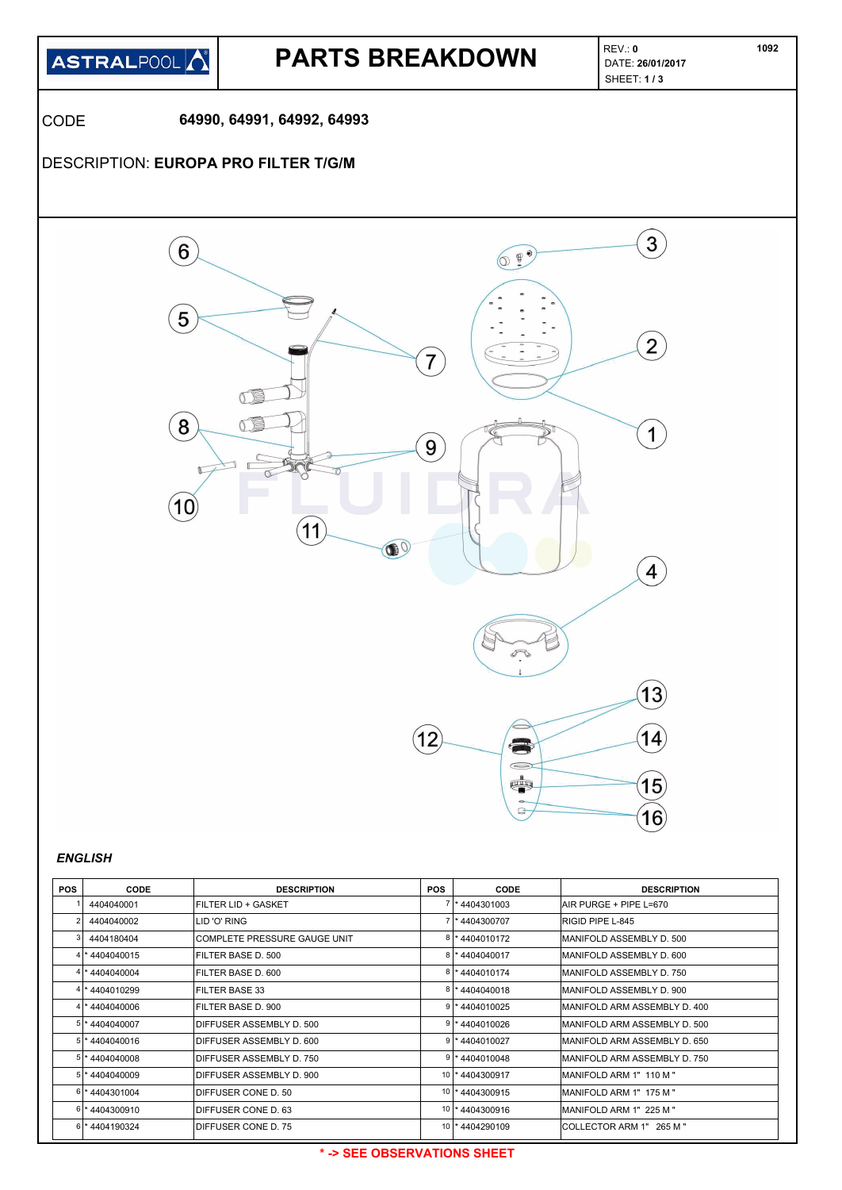**PARTS BREAKDOWN**

ASTRALPOOL

REV.: 0
DATE: 26/01/2017
SHEET: 1 / 3

1092

CODE **64990, 64991, 64992, 64993**

DESCRIPTION: **EUROPA PRO FILTER T/G/M**

***ENGLISH***

| POS | CODE | DESCRIPTION | POS | CODE | DESCRIPTION |
|---|---|---|---|---|---|
| 1 | 4404040001 | FILTER LID + GASKET | 7 | * 4404301003 | AIR PURGE + PIPE L=670 |
| 2 | 4404040002 | LID 'O' RING | 7 | * 4404300707 | RIGID PIPE L-845 |
| 3 | 4404180404 | COMPLETE PRESSURE GAUGE UNIT | 8 | * 4404010172 | MANIFOLD ASSEMBLY D. 500 |
| 4 | * 4404040015 | FILTER BASE D. 500 | 8 | * 4404040017 | MANIFOLD ASSEMBLY D. 600 |
| 4 | * 4404040004 | FILTER BASE D. 600 | 8 | * 4404010174 | MANIFOLD ASSEMBLY D. 750 |
| 4 | * 4404010299 | FILTER BASE 33 | 8 | * 4404040018 | MANIFOLD ASSEMBLY D. 900 |
| 4 | * 4404040006 | FILTER BASE D. 900 | 9 | * 4404010025 | MANIFOLD ARM ASSEMBLY D. 400 |
| 5 | * 4404040007 | DIFFUSER ASSEMBLY D. 500 | 9 | * 4404010026 | MANIFOLD ARM ASSEMBLY D. 500 |
| 5 | * 4404040016 | DIFFUSER ASSEMBLY D. 600 | 9 | * 4404010027 | MANIFOLD ARM ASSEMBLY D. 650 |
| 5 | * 4404040008 | DIFFUSER ASSEMBLY D. 750 | 9 | * 4404010048 | MANIFOLD ARM ASSEMBLY D. 750 |
| 5 | * 4404040009 | DIFFUSER ASSEMBLY D. 900 | 10 | * 4404300917 | MANIFOLD ARM 1" 110 M " |
| 6 | * 4404301004 | DIFFUSER CONE D. 50 | 10 | * 4404300915 | MANIFOLD ARM 1" 175 M " |
| 6 | * 4404300910 | DIFFUSER CONE D. 63 | 10 | * 4404300916 | MANIFOLD ARM 1" 225 M " |
| 6 | * 4404190324 | DIFFUSER CONE D. 75 | 10 | * 4404290109 | COLLECTOR ARM 1" 265 M " |

**\* -> SEE OBSERVATIONS SHEET**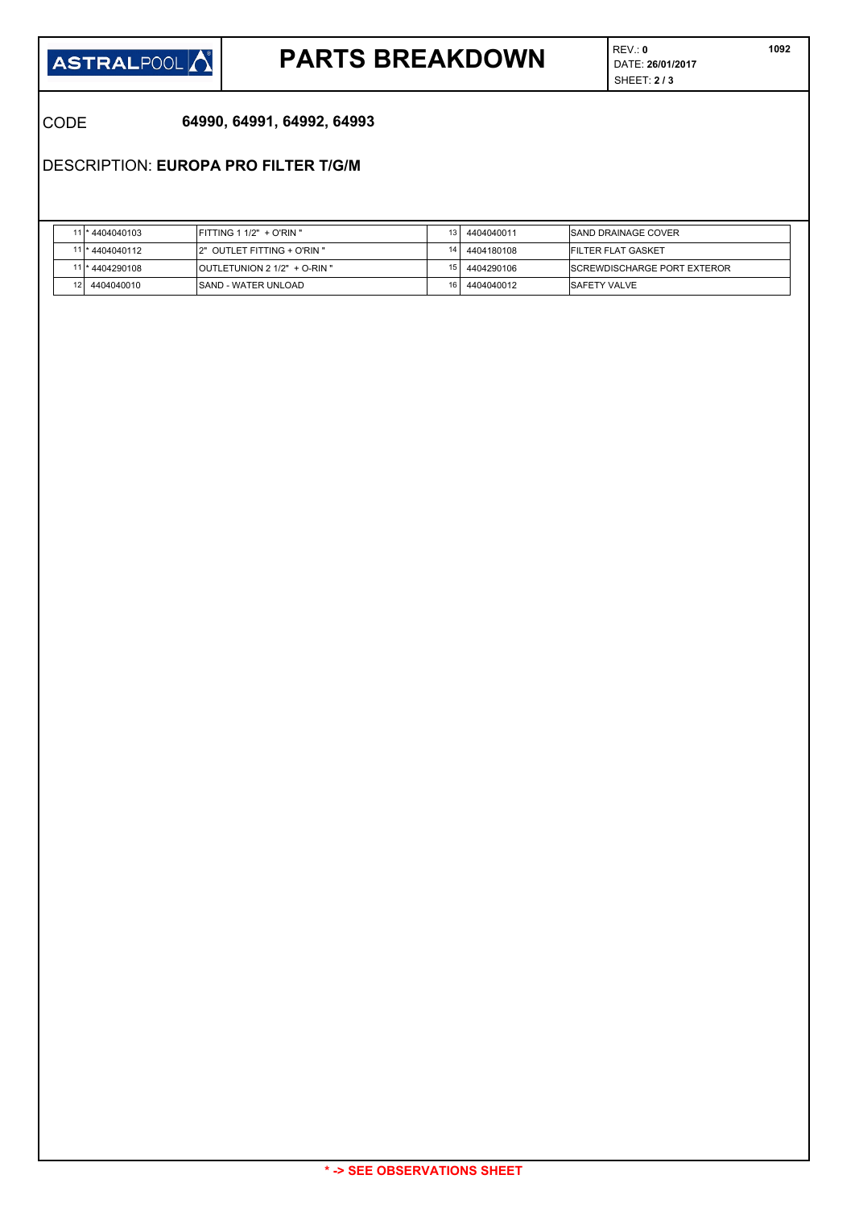ASTRALPOOL

# PARTS BREAKDOWN

REV.: **0**
DATE: **26/01/2017**
SHEET: **2 / 3**

**1092**

CODE **64990, 64991, 64992, 64993**

DESCRIPTION: **EUROPA PRO FILTER T/G/M**

| | | | | | |
|---|---|---|---|---|---|
| 11 | * 4404040103 | FITTING 1 1/2" + O'RIN " | 13 | 4404040011 | SAND DRAINAGE COVER |
| 11 | * 4404040112 | 2" OUTLET FITTING + O'RIN " | 14 | 4404180108 | FILTER FLAT GASKET |
| 11 | * 4404290108 | OUTLETUNION 2 1/2" + O-RIN " | 15 | 4404290106 | SCREWDISCHARGE PORT EXTEROR |
| 12 | 4404040010 | SAND - WATER UNLOAD | 16 | 4404040012 | SAFETY VALVE |

**\* -> SEE OBSERVATIONS SHEET**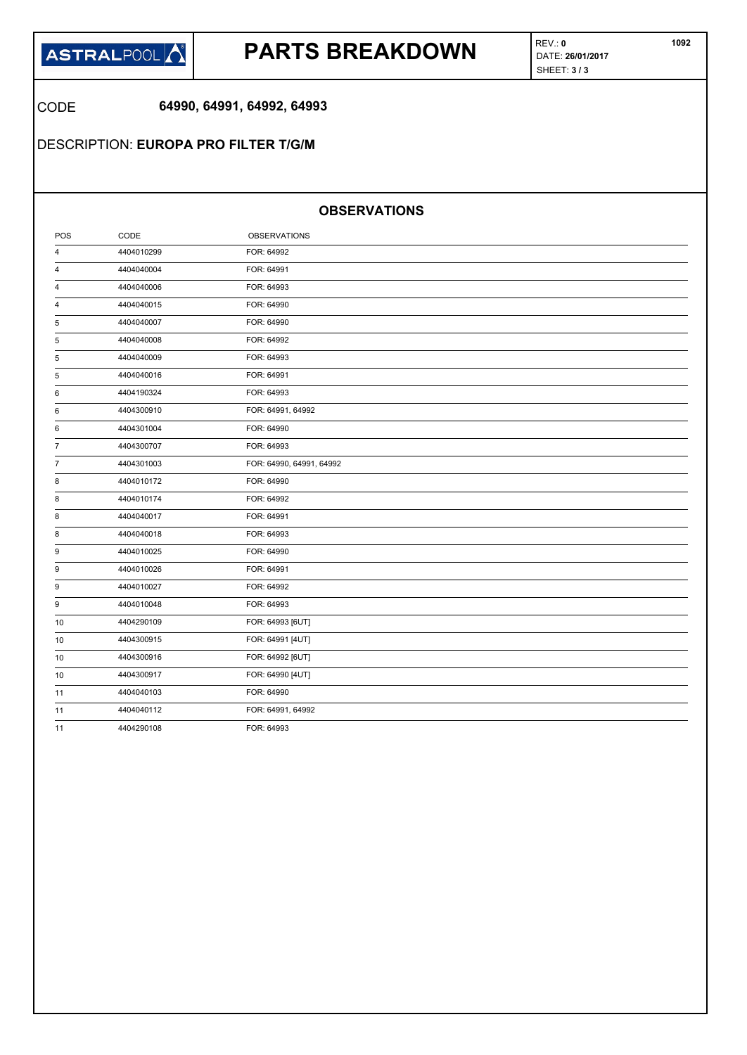| ASTRALPOOL | PARTS BREAKDOWN | REV.: **0** DATE: **26/01/2017** SHEET: **3 / 3** | **1092** |
|---|---|---|---|

CODE **64990, 64991, 64992, 64993**

DESCRIPTION: **EUROPA PRO FILTER T/G/M**

## OBSERVATIONS

| POS | CODE | OBSERVATIONS |
|---|---|---|
| 4 | 4404010299 | FOR: 64992 |
| 4 | 4404040004 | FOR: 64991 |
| 4 | 4404040006 | FOR: 64993 |
| 4 | 4404040015 | FOR: 64990 |
| 5 | 4404040007 | FOR: 64990 |
| 5 | 4404040008 | FOR: 64992 |
| 5 | 4404040009 | FOR: 64993 |
| 5 | 4404040016 | FOR: 64991 |
| 6 | 4404190324 | FOR: 64993 |
| 6 | 4404300910 | FOR: 64991, 64992 |
| 6 | 4404301004 | FOR: 64990 |
| 7 | 4404300707 | FOR: 64993 |
| 7 | 4404301003 | FOR: 64990, 64991, 64992 |
| 8 | 4404010172 | FOR: 64990 |
| 8 | 4404010174 | FOR: 64992 |
| 8 | 4404040017 | FOR: 64991 |
| 8 | 4404040018 | FOR: 64993 |
| 9 | 4404010025 | FOR: 64990 |
| 9 | 4404010026 | FOR: 64991 |
| 9 | 4404010027 | FOR: 64992 |
| 9 | 4404010048 | FOR: 64993 |
| 10 | 4404290109 | FOR: 64993 [6UT] |
| 10 | 4404300915 | FOR: 64991 [4UT] |
| 10 | 4404300916 | FOR: 64992 [6UT] |
| 10 | 4404300917 | FOR: 64990 [4UT] |
| 11 | 4404040103 | FOR: 64990 |
| 11 | 4404040112 | FOR: 64991, 64992 |
| 11 | 4404290108 | FOR: 64993 |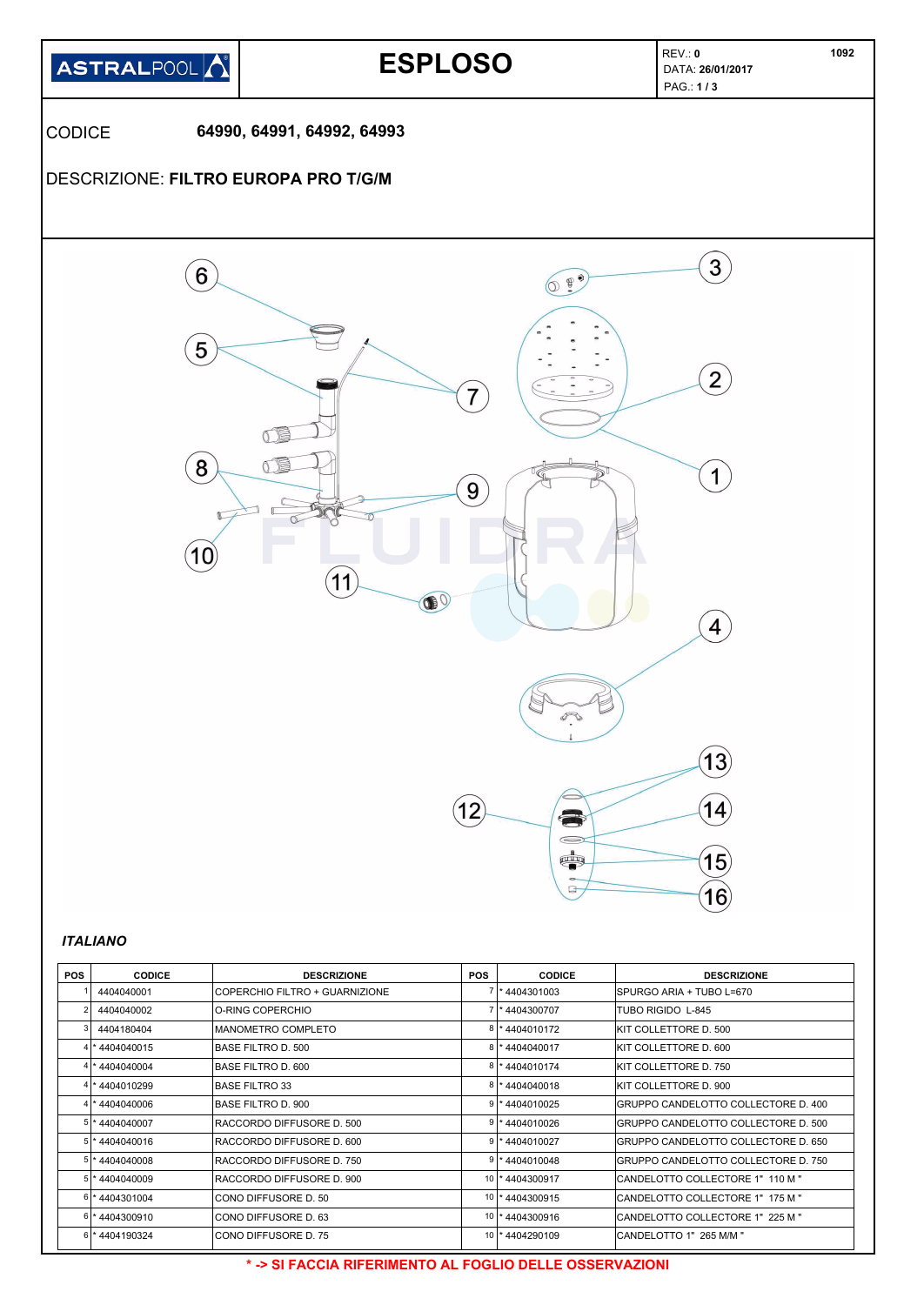# ESPLOSO

ASTRALPOOL

REV.: **0**
DATA: **26/01/2017**
PAG.: **1 / 3**

1092

CODICE **64990, 64991, 64992, 64993**

DESCRIZIONE: **FILTRO EUROPA PRO T/G/M**

### *ITALIANO*

| POS | CODICE | DESCRIZIONE | POS | CODICE | DESCRIZIONE |
|---|---|---|---|---|---|
| 1 | 4404040001 | COPERCHIO FILTRO + GUARNIZIONE | 7 | * 4404301003 | SPURGO ARIA + TUBO L=670 |
| 2 | 4404040002 | O-RING COPERCHIO | 7 | * 4404300707 | TUBO RIGIDO L-845 |
| 3 | 4404180404 | MANOMETRO COMPLETO | 8 | * 4404010172 | KIT COLLETTORE D. 500 |
| 4 | * 4404040015 | BASE FILTRO D. 500 | 8 | * 4404040017 | KIT COLLETTORE D. 600 |
| 4 | * 4404040004 | BASE FILTRO D. 600 | 8 | * 4404010174 | KIT COLLETTORE D. 750 |
| 4 | * 4404010299 | BASE FILTRO 33 | 8 | * 4404040018 | KIT COLLETTORE D. 900 |
| 4 | * 4404040006 | BASE FILTRO D. 900 | 9 | * 4404010025 | GRUPPO CANDELOTTO COLLECTORE D. 400 |
| 5 | * 4404040007 | RACCORDO DIFFUSORE D. 500 | 9 | * 4404010026 | GRUPPO CANDELOTTO COLLECTORE D. 500 |
| 5 | * 4404040016 | RACCORDO DIFFUSORE D. 600 | 9 | * 4404010027 | GRUPPO CANDELOTTO COLLECTORE D. 650 |
| 5 | * 4404040008 | RACCORDO DIFFUSORE D. 750 | 9 | * 4404010048 | GRUPPO CANDELOTTO COLLECTORE D. 750 |
| 5 | * 4404040009 | RACCORDO DIFFUSORE D. 900 | 10 | * 4404300917 | CANDELOTTO COLLECTORE 1" 110 M " |
| 6 | * 4404301004 | CONO DIFFUSORE D. 50 | 10 | * 4404300915 | CANDELOTTO COLLECTORE 1" 175 M " |
| 6 | * 4404300910 | CONO DIFFUSORE D. 63 | 10 | * 4404300916 | CANDELOTTO COLLECTORE 1" 225 M " |
| 6 | * 4404190324 | CONO DIFFUSORE D. 75 | 10 | * 4404290109 | CANDELOTTO 1" 265 M/M " |

**\* -> SI FACCIA RIFERIMENTO AL FOGLIO DELLE OSSERVAZIONI**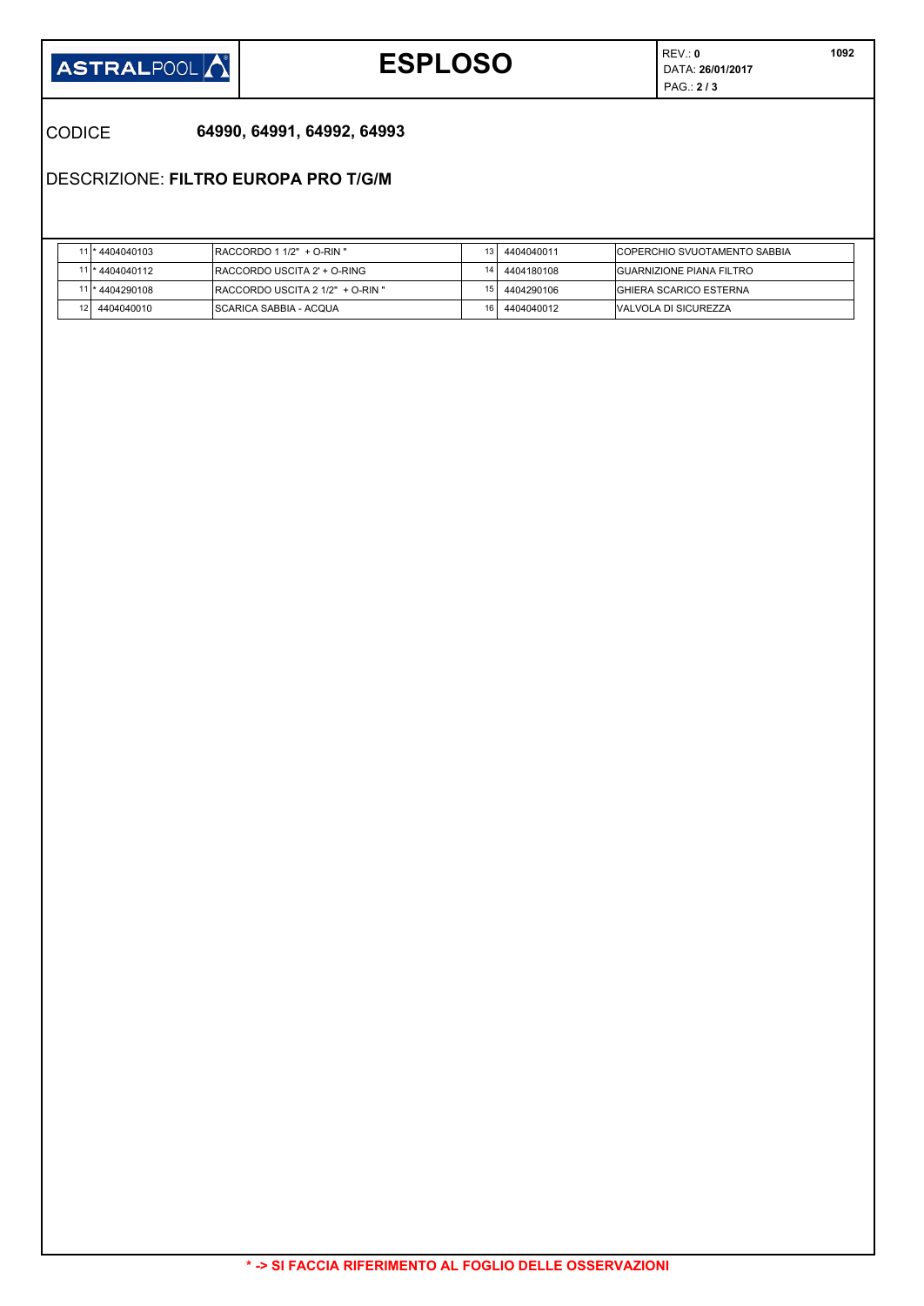# ESPLOSO

REV.: **0**
DATA: **26/01/2017**

**1092**

CODICE **64990, 64991, 64992, 64993**

DESCRIZIONE: **FILTRO EUROPA PRO T/G/M**

| | | | | | |
|---|---|---|---|---|---|
| 11 | * 4404040103 | RACCORDO 1 1/2" + O-RIN " | 13 | 4404040011 | COPERCHIO SVUOTAMENTO SABBIA |
| 11 | * 4404040112 | RACCORDO USCITA 2' + O-RING | 14 | 4404180108 | GUARNIZIONE PIANA FILTRO |
| 11 | * 4404290108 | RACCORDO USCITA 2 1/2" + O-RIN " | 15 | 4404290106 | GHIERA SCARICO ESTERNA |
| 12 | 4404040010 | SCARICA SABBIA - ACQUA | 16 | 4404040012 | VALVOLA DI SICUREZZA |

**\* -> SI FACCIA RIFERIMENTO AL FOGLIO DELLE OSSERVAZIONI**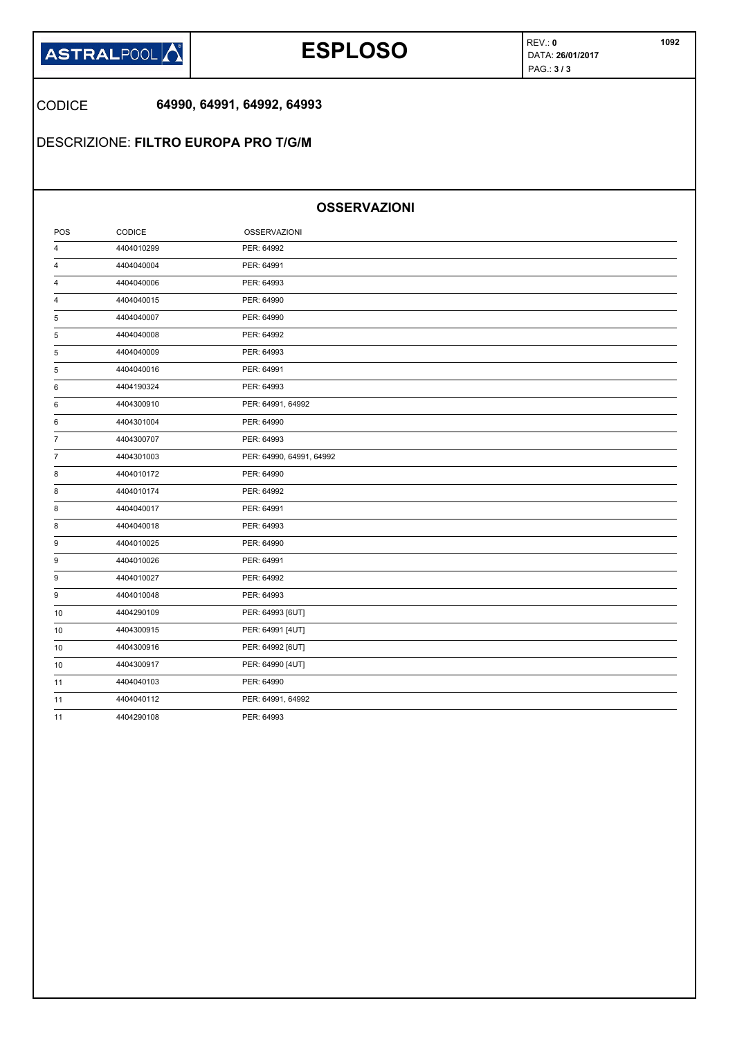# ESPLOSO

ASTRALPOOL

REV.: **0**
DATA: **26/01/2017**
PAG.: **3 / 3**

1092

CODICE **64990, 64991, 64992, 64993**

DESCRIZIONE: **FILTRO EUROPA PRO T/G/M**

## OSSERVAZIONI

| POS | CODICE | OSSERVAZIONI |
|---|---|---|
| 4 | 4404010299 | PER: 64992 |
| 4 | 4404040004 | PER: 64991 |
| 4 | 4404040006 | PER: 64993 |
| 4 | 4404040015 | PER: 64990 |
| 5 | 4404040007 | PER: 64990 |
| 5 | 4404040008 | PER: 64992 |
| 5 | 4404040009 | PER: 64993 |
| 5 | 4404040016 | PER: 64991 |
| 6 | 4404190324 | PER: 64993 |
| 6 | 4404300910 | PER: 64991, 64992 |
| 6 | 4404301004 | PER: 64990 |
| 7 | 4404300707 | PER: 64993 |
| 7 | 4404301003 | PER: 64990, 64991, 64992 |
| 8 | 4404010172 | PER: 64990 |
| 8 | 4404010174 | PER: 64992 |
| 8 | 4404040017 | PER: 64991 |
| 8 | 4404040018 | PER: 64993 |
| 9 | 4404010025 | PER: 64990 |
| 9 | 4404010026 | PER: 64991 |
| 9 | 4404010027 | PER: 64992 |
| 9 | 4404010048 | PER: 64993 |
| 10 | 4404290109 | PER: 64993 [6UT] |
| 10 | 4404300915 | PER: 64991 [4UT] |
| 10 | 4404300916 | PER: 64992 [6UT] |
| 10 | 4404300917 | PER: 64990 [4UT] |
| 11 | 4404040103 | PER: 64990 |
| 11 | 4404040112 | PER: 64991, 64992 |
| 11 | 4404290108 | PER: 64993 |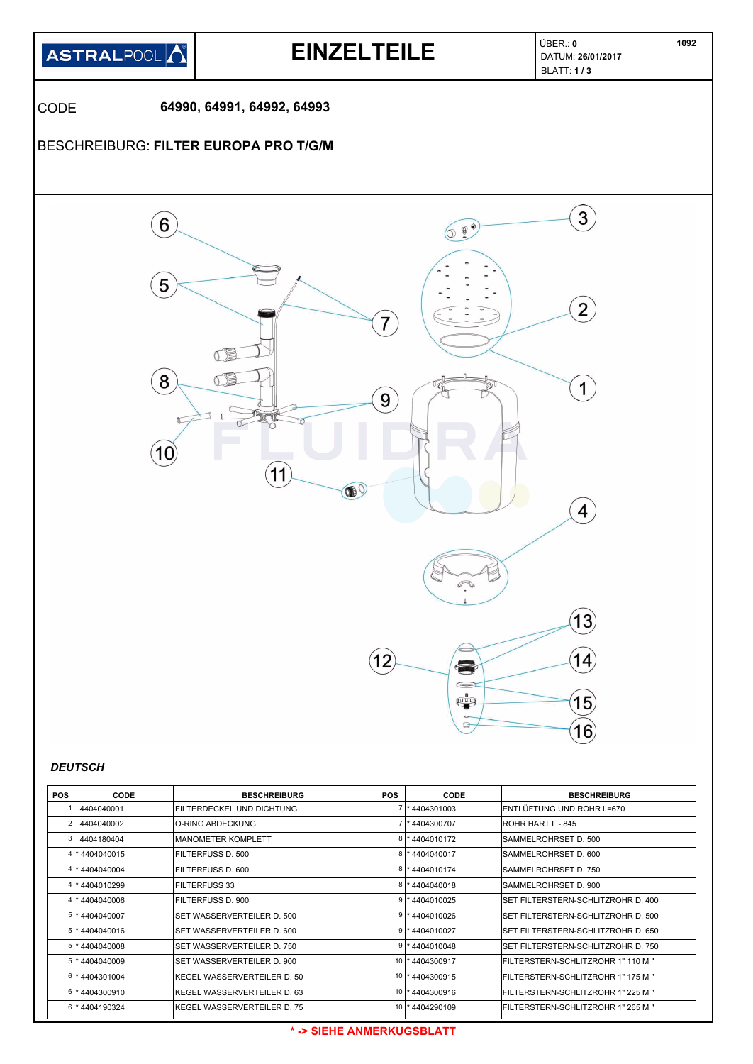| ASTRALPOOL | EINZELTEILE | ÜBER.: **0** DATUM: **26/01/2017** BLATT: **1 / 3** | 1092 |
|---|---|---|---|

CODE **64990, 64991, 64992, 64993**

BESCHREIBURG: **FILTER EUROPA PRO T/G/M**

***DEUTSCH***

| POS | CODE | BESCHREIBURG | POS | CODE | BESCHREIBURG |
|---|---|---|---|---|---|
| 1 | 4404040001 | FILTERDECKEL UND DICHTUNG | 7 | * 4404301003 | ENTLÜFTUNG UND ROHR L=670 |
| 2 | 4404040002 | O-RING ABDECKUNG | 7 | * 4404300707 | ROHR HART L - 845 |
| 3 | 4404180404 | MANOMETER KOMPLETT | 8 | * 4404010172 | SAMMELROHRSET D. 500 |
| 4 | * 4404040015 | FILTERFUSS D. 500 | 8 | * 4404040017 | SAMMELROHRSET D. 600 |
| 4 | * 4404040004 | FILTERFUSS D. 600 | 8 | * 4404010174 | SAMMELROHRSET D. 750 |
| 4 | * 4404010299 | FILTERFUSS 33 | 8 | * 4404040018 | SAMMELROHRSET D. 900 |
| 4 | * 4404040006 | FILTERFUSS D. 900 | 9 | * 4404010025 | SET FILTERSTERN-SCHLITZROHR D. 400 |
| 5 | * 4404040007 | SET WASSERVERTEILER D. 500 | 9 | * 4404010026 | SET FILTERSTERN-SCHLITZROHR D. 500 |
| 5 | * 4404040016 | SET WASSERVERTEILER D. 600 | 9 | * 4404010027 | SET FILTERSTERN-SCHLITZROHR D. 650 |
| 5 | * 4404040008 | SET WASSERVERTEILER D. 750 | 9 | * 4404010048 | SET FILTERSTERN-SCHLITZROHR D. 750 |
| 5 | * 4404040009 | SET WASSERVERTEILER D. 900 | 10 | * 4404300917 | FILTERSTERN-SCHLITZROHR 1" 110 M " |
| 6 | * 4404301004 | KEGEL WASSERVERTEILER D. 50 | 10 | * 4404300915 | FILTERSTERN-SCHLITZROHR 1" 175 M " |
| 6 | * 4404300910 | KEGEL WASSERVERTEILER D. 63 | 10 | * 4404300916 | FILTERSTERN-SCHLITZROHR 1" 225 M " |
| 6 | * 4404190324 | KEGEL WASSERVERTEILER D. 75 | 10 | * 4404290109 | FILTERSTERN-SCHLITZROHR 1" 265 M " |

**\* -> SIEHE ANMERKUGSBLATT**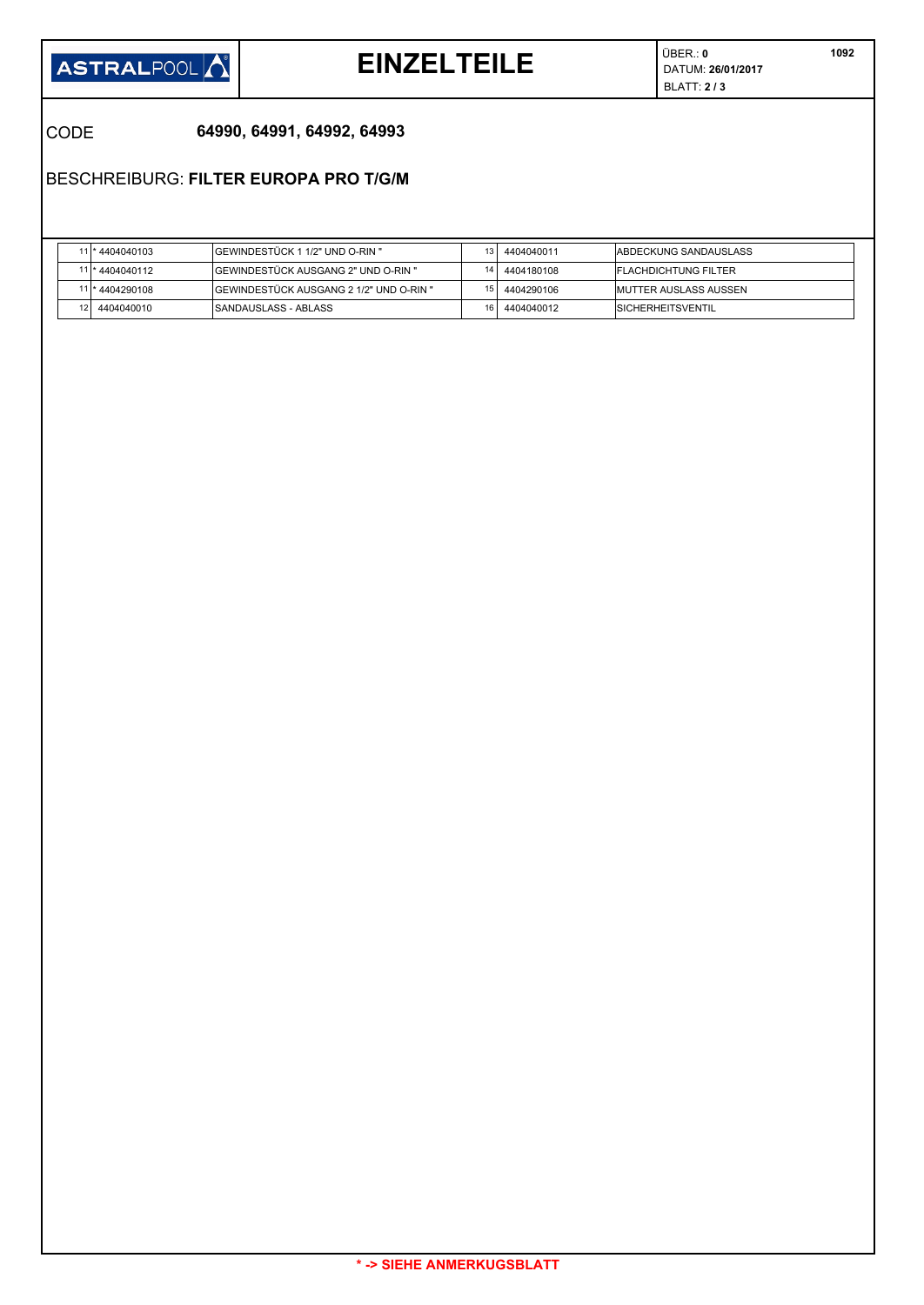**ASTRALPOOL**

# EINZELTEILE

ÜBER.: **0**
DATUM: **26/01/2017**
BLATT: **2 / 3**

**1092**

CODE **64990, 64991, 64992, 64993**

BESCHREIBURG: **FILTER EUROPA PRO T/G/M**

| | | | | | |
|---|---|---|---|---|---|
| 11 | * 4404040103 | GEWINDESTÜCK 1 1/2" UND O-RIN " | 13 | 4404040011 | ABDECKUNG SANDAUSLASS |
| 11 | * 4404040112 | GEWINDESTÜCK AUSGANG 2" UND O-RIN " | 14 | 4404180108 | FLACHDICHTUNG FILTER |
| 11 | * 4404290108 | GEWINDESTÜCK AUSGANG 2 1/2" UND O-RIN " | 15 | 4404290106 | MUTTER AUSLASS AUSSEN |
| 12 | 4404040010 | SANDAUSLASS - ABLASS | 16 | 4404040012 | SICHERHEITSVENTIL |

**\* -> SIEHE ANMERKUGSBLATT**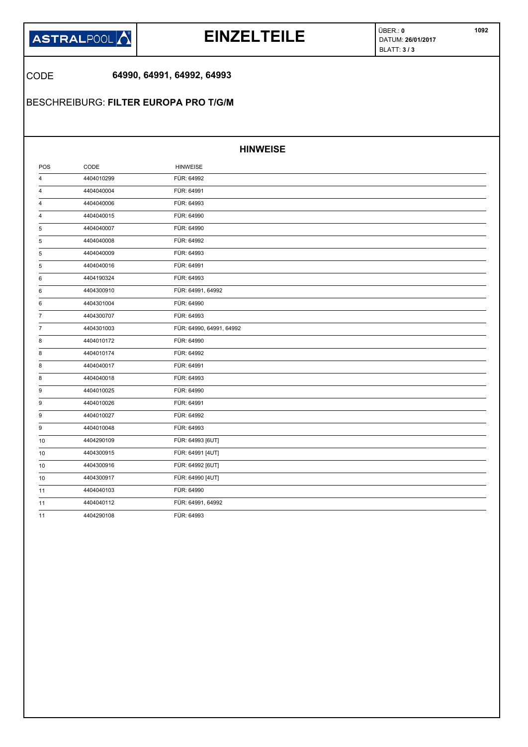**ASTRALPOOL**

# EINZELTEILE

ÜBER.: **0**
DATUM: **26/01/2017**
BLATT: **3 / 3**

**1092**

CODE **64990, 64991, 64992, 64993**

BESCHREIBURG: **FILTER EUROPA PRO T/G/M**

## HINWEISE

| POS | CODE | HINWEISE |
|---|---|---|
| 4 | 4404010299 | FÜR: 64992 |
| 4 | 4404040004 | FÜR: 64991 |
| 4 | 4404040006 | FÜR: 64993 |
| 4 | 4404040015 | FÜR: 64990 |
| 5 | 4404040007 | FÜR: 64990 |
| 5 | 4404040008 | FÜR: 64992 |
| 5 | 4404040009 | FÜR: 64993 |
| 5 | 4404040016 | FÜR: 64991 |
| 6 | 4404190324 | FÜR: 64993 |
| 6 | 4404300910 | FÜR: 64991, 64992 |
| 6 | 4404301004 | FÜR: 64990 |
| 7 | 4404300707 | FÜR: 64993 |
| 7 | 4404301003 | FÜR: 64990, 64991, 64992 |
| 8 | 4404010172 | FÜR: 64990 |
| 8 | 4404010174 | FÜR: 64992 |
| 8 | 4404040017 | FÜR: 64991 |
| 8 | 4404040018 | FÜR: 64993 |
| 9 | 4404010025 | FÜR: 64990 |
| 9 | 4404010026 | FÜR: 64991 |
| 9 | 4404010027 | FÜR: 64992 |
| 9 | 4404010048 | FÜR: 64993 |
| 10 | 4404290109 | FÜR: 64993 [6UT] |
| 10 | 4404300915 | FÜR: 64991 [4UT] |
| 10 | 4404300916 | FÜR: 64992 [6UT] |
| 10 | 4404300917 | FÜR: 64990 [4UT] |
| 11 | 4404040103 | FÜR: 64990 |
| 11 | 4404040112 | FÜR: 64991, 64992 |
| 11 | 4404290108 | FÜR: 64993 |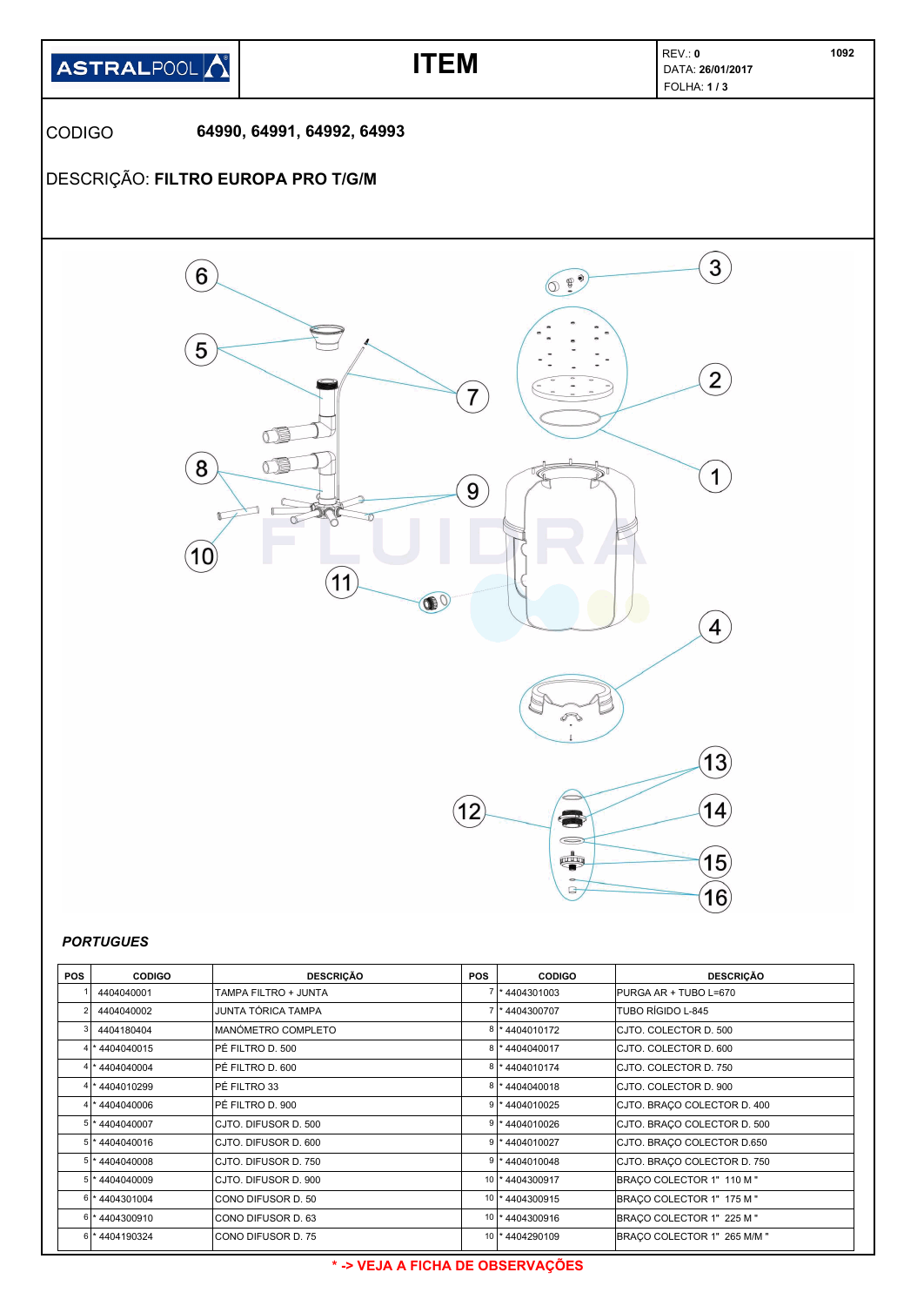| ASTRALPOOL | ITEM | REV.: 0 DATA: 26/01/2017 FOLHA: 1 / 3 | 1092 |
|---|---|---|---|

CODIGO **64990, 64991, 64992, 64993**

DESCRIÇÃO: **FILTRO EUROPA PRO T/G/M**

***PORTUGUES***

| POS | CODIGO | DESCRIÇÃO | POS | CODIGO | DESCRIÇÃO |
|---|---|---|---|---|---|
| 1 | 4404040001 | TAMPA FILTRO + JUNTA | 7 | * 4404301003 | PURGA AR + TUBO L=670 |
| 2 | 4404040002 | JUNTA TÓRICA TAMPA | 7 | * 4404300707 | TUBO RÍGIDO L-845 |
| 3 | 4404180404 | MANÓMETRO COMPLETO | 8 | * 4404010172 | CJTO. COLECTOR D. 500 |
| 4 | * 4404040015 | PÉ FILTRO D. 500 | 8 | * 4404040017 | CJTO. COLECTOR D. 600 |
| 4 | * 4404040004 | PÉ FILTRO D. 600 | 8 | * 4404010174 | CJTO. COLECTOR D. 750 |
| 4 | * 4404010299 | PÉ FILTRO 33 | 8 | * 4404040018 | CJTO. COLECTOR D. 900 |
| 4 | * 4404040006 | PÉ FILTRO D. 900 | 9 | * 4404010025 | CJTO. BRAÇO COLECTOR D. 400 |
| 5 | * 4404040007 | CJTO. DIFUSOR D. 500 | 9 | * 4404010026 | CJTO. BRAÇO COLECTOR D. 500 |
| 5 | * 4404040016 | CJTO. DIFUSOR D. 600 | 9 | * 4404010027 | CJTO. BRAÇO COLECTOR D.650 |
| 5 | * 4404040008 | CJTO. DIFUSOR D. 750 | 9 | * 4404010048 | CJTO. BRAÇO COLECTOR D. 750 |
| 5 | * 4404040009 | CJTO. DIFUSOR D. 900 | 10 | * 4404300917 | BRAÇO COLECTOR 1" 110 M " |
| 6 | * 4404301004 | CONO DIFUSOR D. 50 | 10 | * 4404300915 | BRAÇO COLECTOR 1" 175 M " |
| 6 | * 4404300910 | CONO DIFUSOR D. 63 | 10 | * 4404300916 | BRAÇO COLECTOR 1" 225 M " |
| 6 | * 4404190324 | CONO DIFUSOR D. 75 | 10 | * 4404290109 | BRAÇO COLECTOR 1" 265 M/M " |

**\* -> VEJA A FICHA DE OBSERVAÇÕES**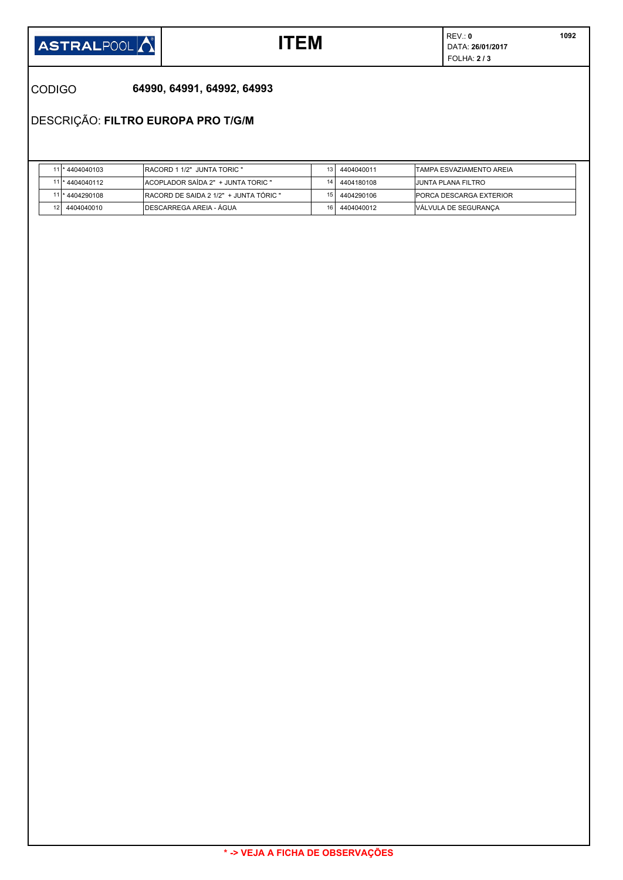ASTRALPOOL

# ITEM

REV.: **0**
DATA: **26/01/2017**
FOLHA: **2 / 3**

1092

CODIGO **64990, 64991, 64992, 64993**

DESCRIÇÃO: **FILTRO EUROPA PRO T/G/M**

| | | | | | |
|---|---|---|---|---|---|
| 11 | * 4404040103 | RACORD 1 1/2" JUNTA TORIC " | 13 | 4404040011 | TAMPA ESVAZIAMENTO AREIA |
| 11 | * 4404040112 | ACOPLADOR SAÍDA 2" + JUNTA TORIC " | 14 | 4404180108 | JUNTA PLANA FILTRO |
| 11 | * 4404290108 | RACORD DE SAIDA 2 1/2" + JUNTA TÓRIC " | 15 | 4404290106 | PORCA DESCARGA EXTERIOR |
| 12 | 4404040010 | DESCARREGA AREIA - ÁGUA | 16 | 4404040012 | VÁLVULA DE SEGURANÇA |

**\* -> VEJA A FICHA DE OBSERVAÇÕES**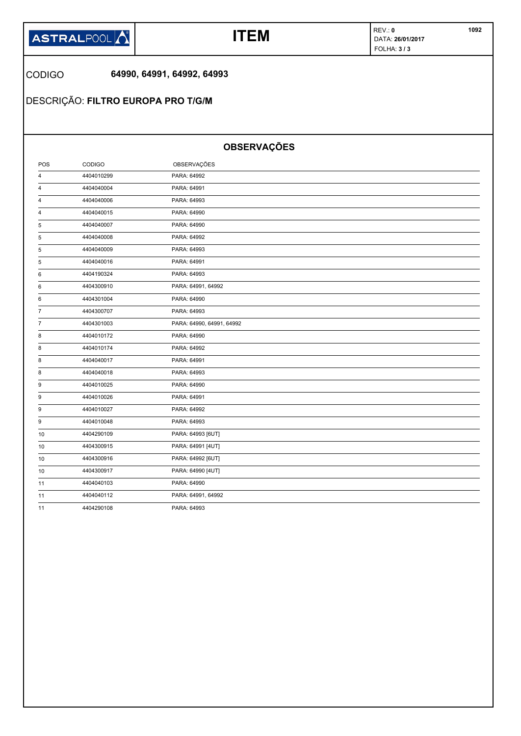CODIGO **64990, 64991, 64992, 64993**

DESCRIÇÃO: **FILTRO EUROPA PRO T/G/M**

## OBSERVAÇÕES

| POS | CODIGO | OBSERVAÇÕES |
|---|---|---|
| 4 | 4404010299 | PARA: 64992 |
| 4 | 4404040004 | PARA: 64991 |
| 4 | 4404040006 | PARA: 64993 |
| 4 | 4404040015 | PARA: 64990 |
| 5 | 4404040007 | PARA: 64990 |
| 5 | 4404040008 | PARA: 64992 |
| 5 | 4404040009 | PARA: 64993 |
| 5 | 4404040016 | PARA: 64991 |
| 6 | 4404190324 | PARA: 64993 |
| 6 | 4404300910 | PARA: 64991, 64992 |
| 6 | 4404301004 | PARA: 64990 |
| 7 | 4404300707 | PARA: 64993 |
| 7 | 4404301003 | PARA: 64990, 64991, 64992 |
| 8 | 4404010172 | PARA: 64990 |
| 8 | 4404010174 | PARA: 64992 |
| 8 | 4404040017 | PARA: 64991 |
| 8 | 4404040018 | PARA: 64993 |
| 9 | 4404010025 | PARA: 64990 |
| 9 | 4404010026 | PARA: 64991 |
| 9 | 4404010027 | PARA: 64992 |
| 9 | 4404010048 | PARA: 64993 |
| 10 | 4404290109 | PARA: 64993 [6UT] |
| 10 | 4404300915 | PARA: 64991 [4UT] |
| 10 | 4404300916 | PARA: 64992 [6UT] |
| 10 | 4404300917 | PARA: 64990 [4UT] |
| 11 | 4404040103 | PARA: 64990 |
| 11 | 4404040112 | PARA: 64991, 64992 |
| 11 | 4404290108 | PARA: 64993 |